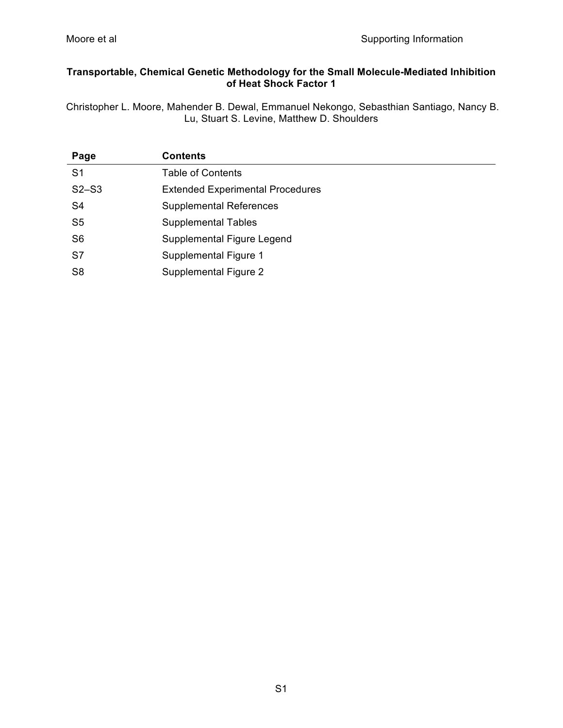**Transportable, Chemical Genetic Methodology for the Small Molecule-Mediated Inhibition of Heat Shock Factor 1**

Christopher L. Moore, Mahender B. Dewal, Emmanuel Nekongo, Sebasthian Santiago, Nancy B. Lu, Stuart S. Levine, Matthew D. Shoulders

| Page | Contents |
| --- | --- |
| S1 | Table of Contents |
| S2–S3 | Extended Experimental Procedures |
| S4 | Supplemental References |
| S5 | Supplemental Tables |
| S6 | Supplemental Figure Legend |
| S7 | Supplemental Figure 1 |
| S8 | Supplemental Figure 2 |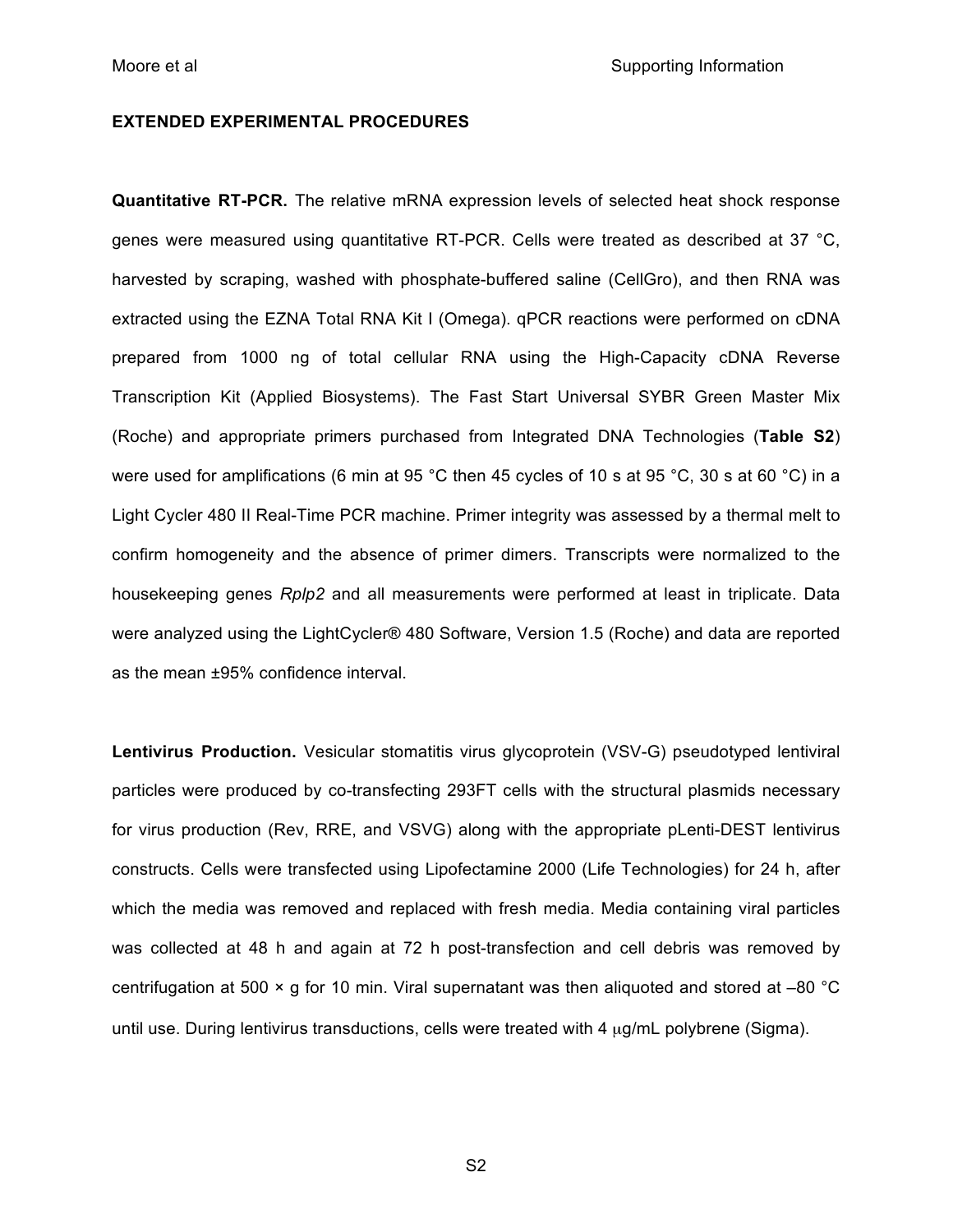**EXTENDED EXPERIMENTAL PROCEDURES**

**Quantitative RT-PCR.** The relative mRNA expression levels of selected heat shock response genes were measured using quantitative RT-PCR. Cells were treated as described at 37 °C, harvested by scraping, washed with phosphate-buffered saline (CellGro), and then RNA was extracted using the EZNA Total RNA Kit I (Omega). qPCR reactions were performed on cDNA prepared from 1000 ng of total cellular RNA using the High-Capacity cDNA Reverse Transcription Kit (Applied Biosystems). The Fast Start Universal SYBR Green Master Mix (Roche) and appropriate primers purchased from Integrated DNA Technologies (**Table S2**) were used for amplifications (6 min at 95 °C then 45 cycles of 10 s at 95 °C, 30 s at 60 °C) in a Light Cycler 480 II Real-Time PCR machine. Primer integrity was assessed by a thermal melt to confirm homogeneity and the absence of primer dimers. Transcripts were normalized to the housekeeping genes *Rplp2* and all measurements were performed at least in triplicate. Data were analyzed using the LightCycler® 480 Software, Version 1.5 (Roche) and data are reported as the mean ±95% confidence interval.

**Lentivirus Production.** Vesicular stomatitis virus glycoprotein (VSV-G) pseudotyped lentiviral particles were produced by co-transfecting 293FT cells with the structural plasmids necessary for virus production (Rev, RRE, and VSVG) along with the appropriate pLenti-DEST lentivirus constructs. Cells were transfected using Lipofectamine 2000 (Life Technologies) for 24 h, after which the media was removed and replaced with fresh media. Media containing viral particles was collected at 48 h and again at 72 h post-transfection and cell debris was removed by centrifugation at 500 × g for 10 min. Viral supernatant was then aliquoted and stored at –80 °C until use. During lentivirus transductions, cells were treated with 4 μg/mL polybrene (Sigma).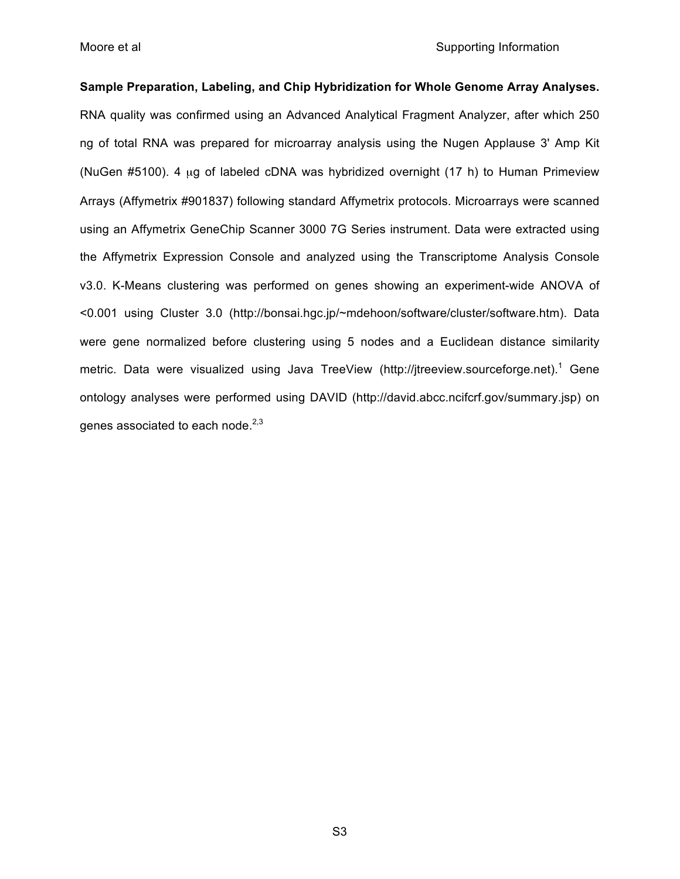**Sample Preparation, Labeling, and Chip Hybridization for Whole Genome Array Analyses.** RNA quality was confirmed using an Advanced Analytical Fragment Analyzer, after which 250 ng of total RNA was prepared for microarray analysis using the Nugen Applause 3' Amp Kit (NuGen #5100). 4 μg of labeled cDNA was hybridized overnight (17 h) to Human Primeview Arrays (Affymetrix #901837) following standard Affymetrix protocols. Microarrays were scanned using an Affymetrix GeneChip Scanner 3000 7G Series instrument. Data were extracted using the Affymetrix Expression Console and analyzed using the Transcriptome Analysis Console v3.0. K-Means clustering was performed on genes showing an experiment-wide ANOVA of <0.001 using Cluster 3.0 (http://bonsai.hgc.jp/~mdehoon/software/cluster/software.htm). Data were gene normalized before clustering using 5 nodes and a Euclidean distance similarity metric. Data were visualized using Java TreeView (http://jtreeview.sourceforge.net).[1] Gene ontology analyses were performed using DAVID (http://david.abcc.ncifcrf.gov/summary.jsp) on genes associated to each node.[2,3]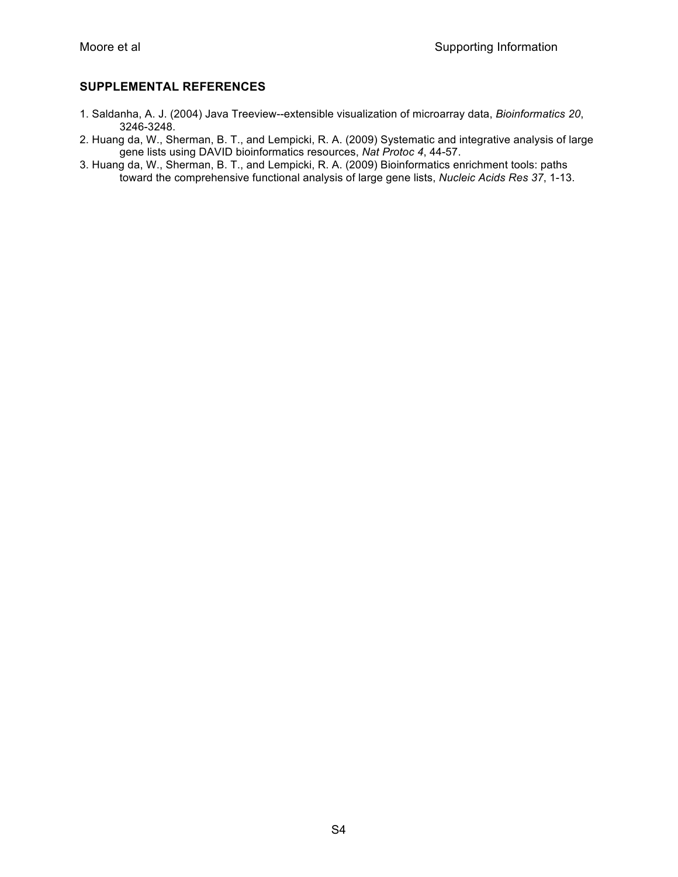## SUPPLEMENTAL REFERENCES

1. Saldanha, A. J. (2004) Java Treeview--extensible visualization of microarray data, *Bioinformatics 20*, 3246-3248.
2. Huang da, W., Sherman, B. T., and Lempicki, R. A. (2009) Systematic and integrative analysis of large gene lists using DAVID bioinformatics resources, *Nat Protoc 4*, 44-57.
3. Huang da, W., Sherman, B. T., and Lempicki, R. A. (2009) Bioinformatics enrichment tools: paths toward the comprehensive functional analysis of large gene lists, *Nucleic Acids Res 37*, 1-13.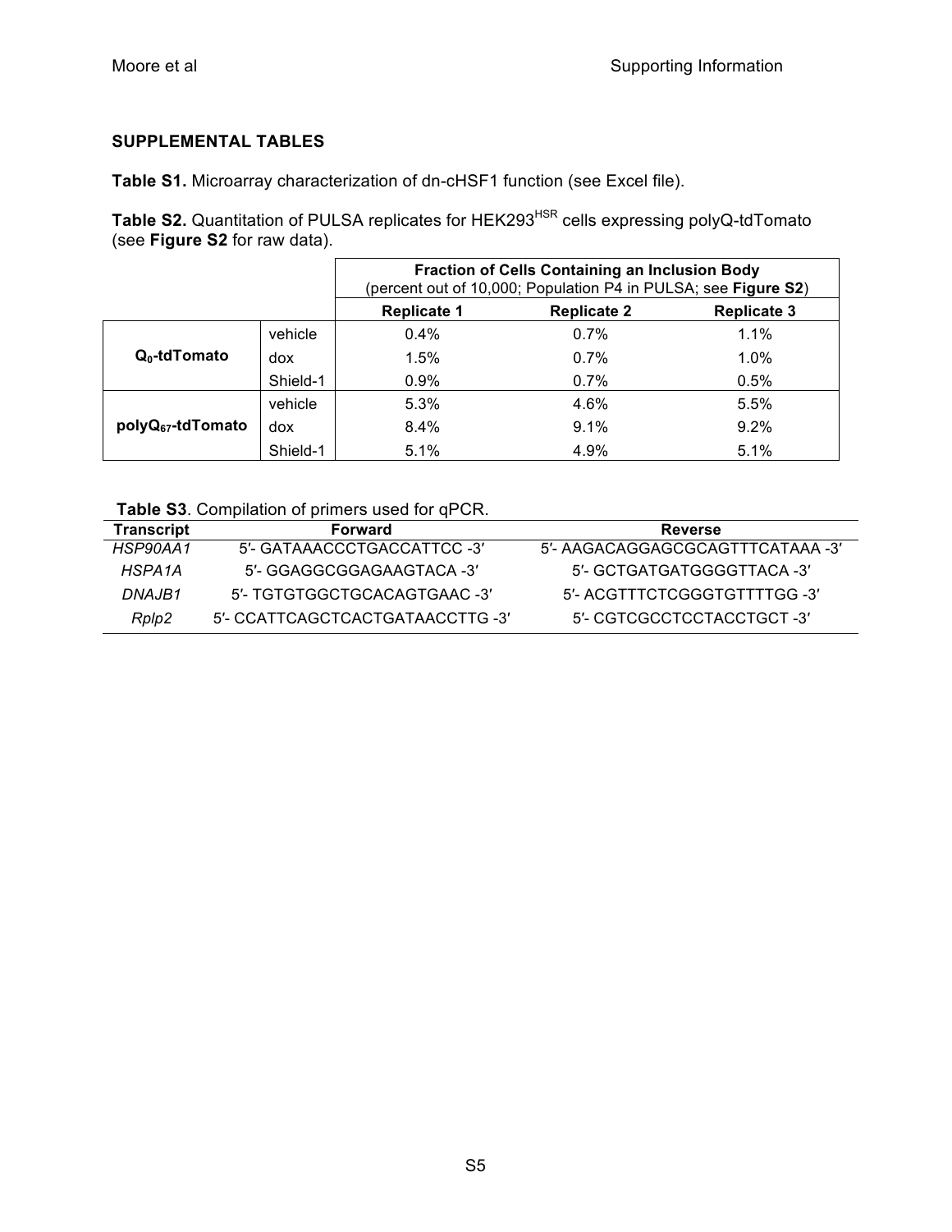## SUPPLEMENTAL TABLES

**Table S1.** Microarray characterization of dn-cHSF1 function (see Excel file).

**Table S2.** Quantitation of PULSA replicates for HEK293$^{HSR}$ cells expressing polyQ-tdTomato (see **Figure S2** for raw data).

| | | **Fraction of Cells Containing an Inclusion Body** (percent out of 10,000; Population P4 in PULSA; see **Figure S2**) | | |
|---|---|---|---|---|
| | | **Replicate 1** | **Replicate 2** | **Replicate 3** |
| **$Q_0$-tdTomato** | vehicle | 0.4% | 0.7% | 1.1% |
| | dox | 1.5% | 0.7% | 1.0% |
| | Shield-1 | 0.9% | 0.7% | 0.5% |
| **polyQ$_{67}$-tdTomato** | vehicle | 5.3% | 4.6% | 5.5% |
| | dox | 8.4% | 9.1% | 9.2% |
| | Shield-1 | 5.1% | 4.9% | 5.1% |

**Table S3**. Compilation of primers used for qPCR.

| Transcript | Forward | Reverse |
|---|---|---|
| *HSP90AA1* | 5′- GATAAACCCTGACCATTCC -3′ | 5′- AAGACAGGAGCGCAGTTTCATAAA -3′ |
| *HSPA1A* | 5′- GGAGGCGGAGAAGTACA -3′ | 5′- GCTGATGATGGGGTTACA -3′ |
| *DNAJB1* | 5′- TGTGTGGCTGCACAGTGAAC -3′ | 5′- ACGTTTCTCGGGTGTTTTGG -3′ |
| *Rplp2* | 5′- CCATTCAGCTCACTGATAACCTTG -3′ | 5′- CGTCGCCTCCTACCTGCT -3′ |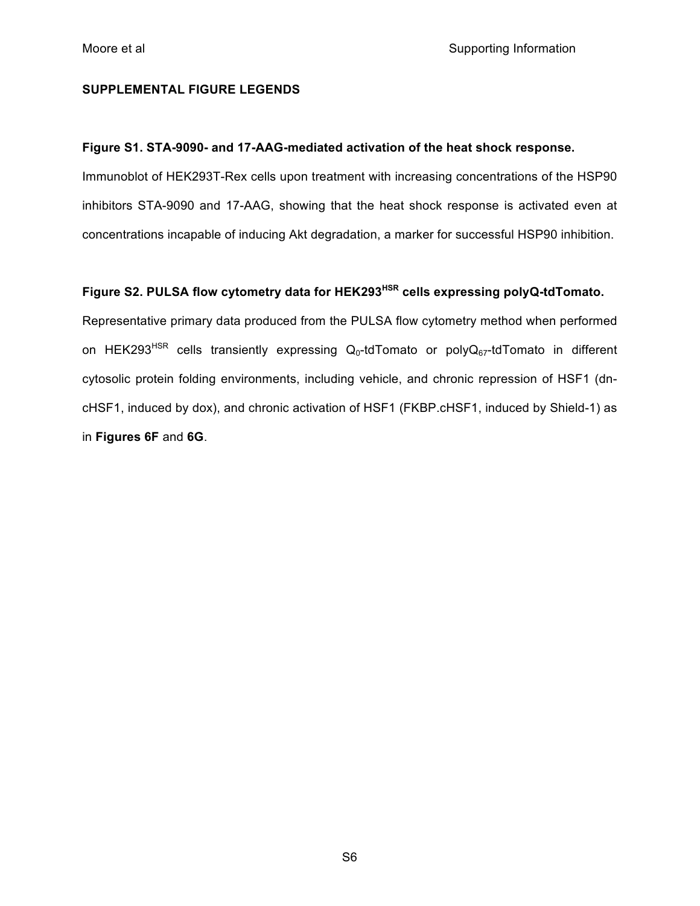## SUPPLEMENTAL FIGURE LEGENDS

**Figure S1. STA-9090- and 17-AAG-mediated activation of the heat shock response.** Immunoblot of HEK293T-Rex cells upon treatment with increasing concentrations of the HSP90 inhibitors STA-9090 and 17-AAG, showing that the heat shock response is activated even at concentrations incapable of inducing Akt degradation, a marker for successful HSP90 inhibition.

**Figure S2. PULSA flow cytometry data for HEK293$^{HSR}$ cells expressing polyQ-tdTomato.** Representative primary data produced from the PULSA flow cytometry method when performed on HEK293$^{HSR}$ cells transiently expressing $Q_0$-tdTomato or polyQ$_{67}$-tdTomato in different cytosolic protein folding environments, including vehicle, and chronic repression of HSF1 (dn-cHSF1, induced by dox), and chronic activation of HSF1 (FKBP.cHSF1, induced by Shield-1) as in **Figures 6F** and **6G**.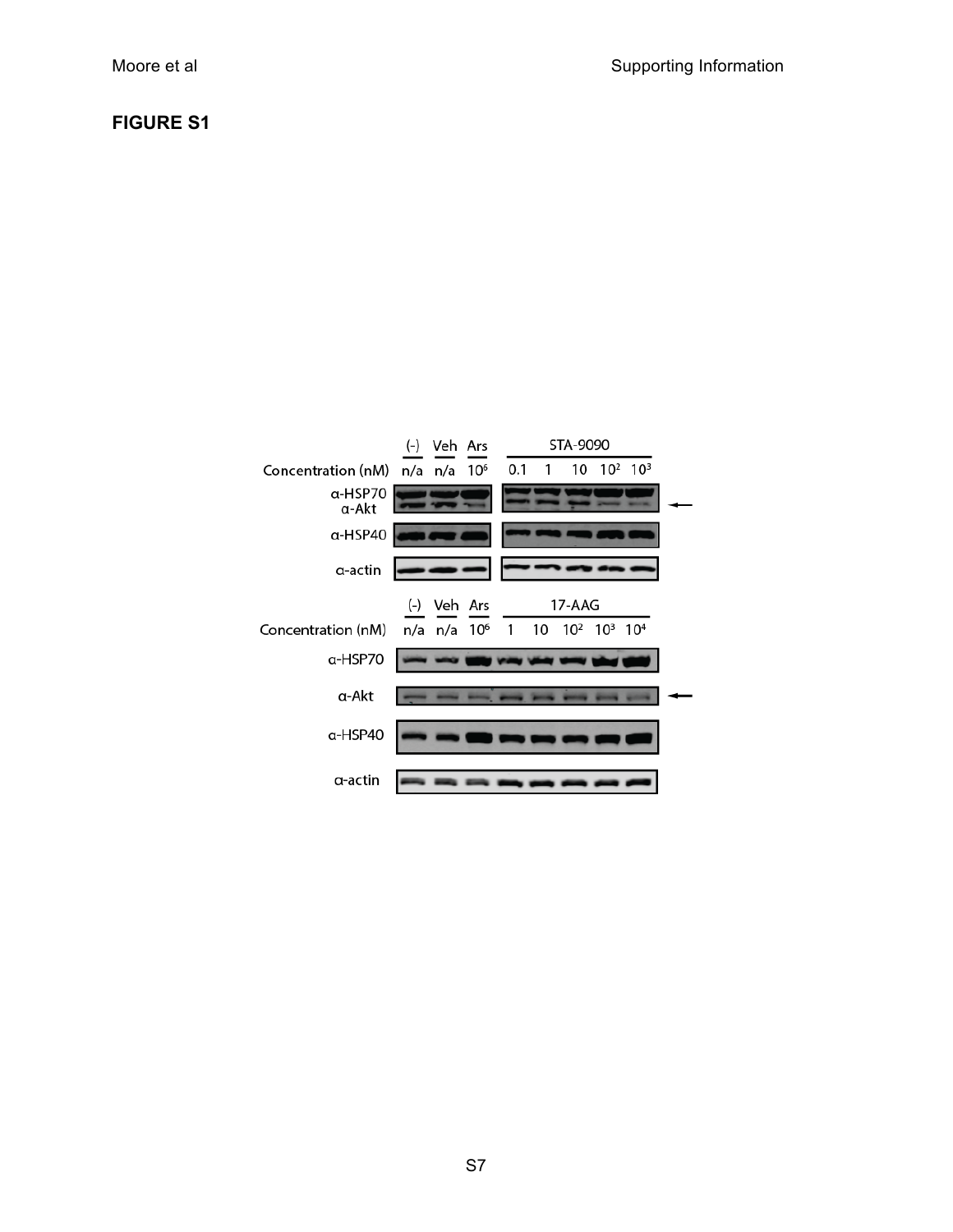**FIGURE S1**

|  | (-) | Veh | Ars | STA-9090 | | | | |
|---|---|---|---|---|---|---|---|---|
| Concentration (nM) | n/a | n/a | $10^6$ | 0.1 | 1 | 10 | $10^2$ | $10^3$ |
| α-HSP70 / α-Akt | | | | | | | | |
| α-HSP40 | | | | | | | | |
| α-actin | | | | | | | | |

|  | (-) | Veh | Ars | 17-AAG | | | | |
|---|---|---|---|---|---|---|---|---|
| Concentration (nM) | n/a | n/a | $10^6$ | 1 | 10 | $10^2$ | $10^3$ | $10^4$ |
| α-HSP70 | | | | | | | | |
| α-Akt | | | | | | | | |
| α-HSP40 | | | | | | | | |
| α-actin | | | | | | | | |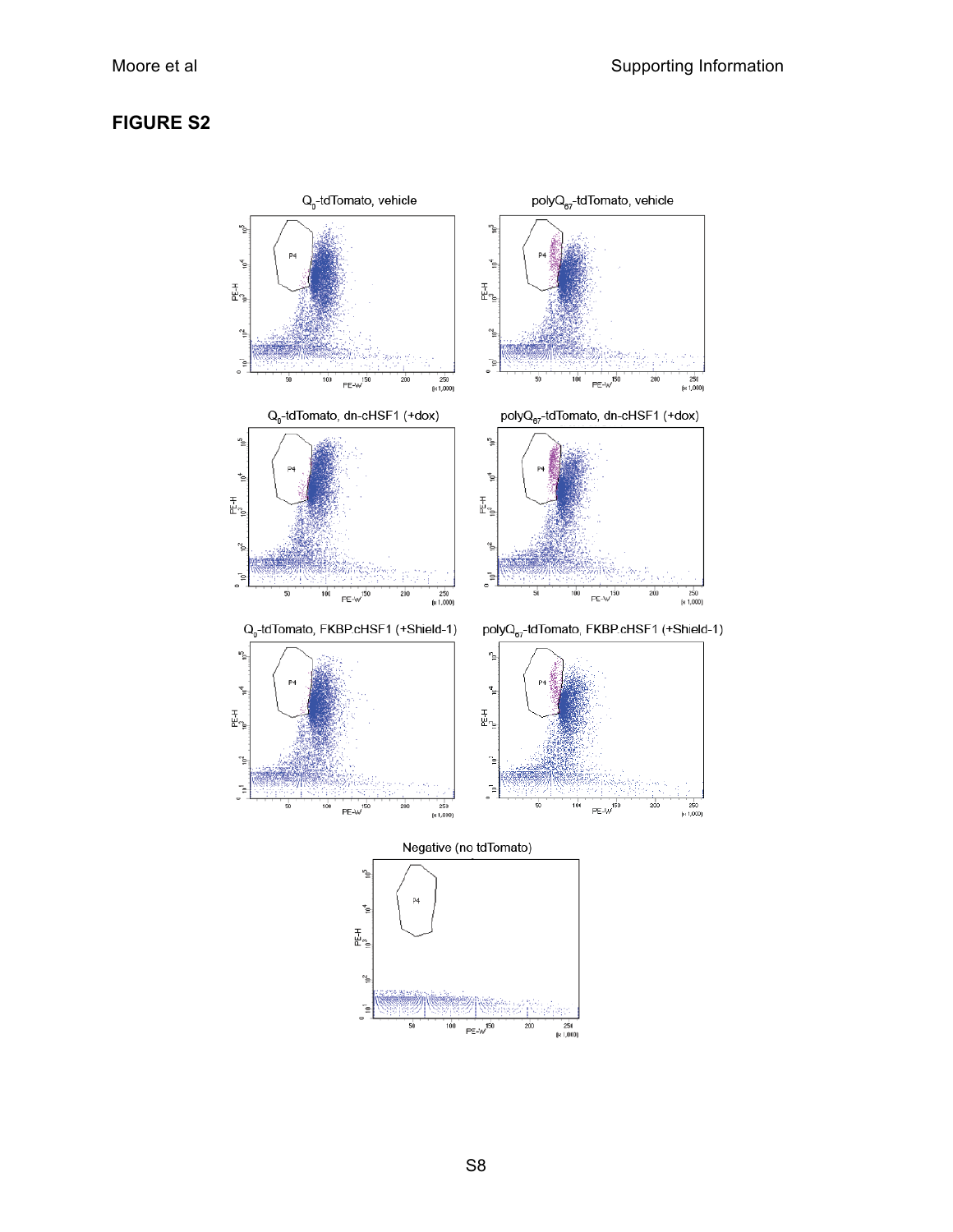## FIGURE S2

$Q_0$-tdTomato, vehicle

P4

PE-H

PE-W

(x 1,000)

polyQ$_{67}$-tdTomato, vehicle

P4

PE-H

PE-W

(x 1,000)

$Q_0$-tdTomato, dn-cHSF1 (+dox)

P4

PE-H

PE-W

(x 1,000)

polyQ$_{67}$-tdTomato, dn-cHSF1 (+dox)

P4

PE-H

PE-W

(x 1,000)

$Q_0$-tdTomato, FKBP.cHSF1 (+Shield-1)

P4

PE-H

PE-W

(x 1,000)

polyQ$_{67}$-tdTomato, FKBP.cHSF1 (+Shield-1)

P4

PE-H

PE-W

(x 1,000)

Negative (no tdTomato)

P4

PE-H

PE-W

(x 1,000)